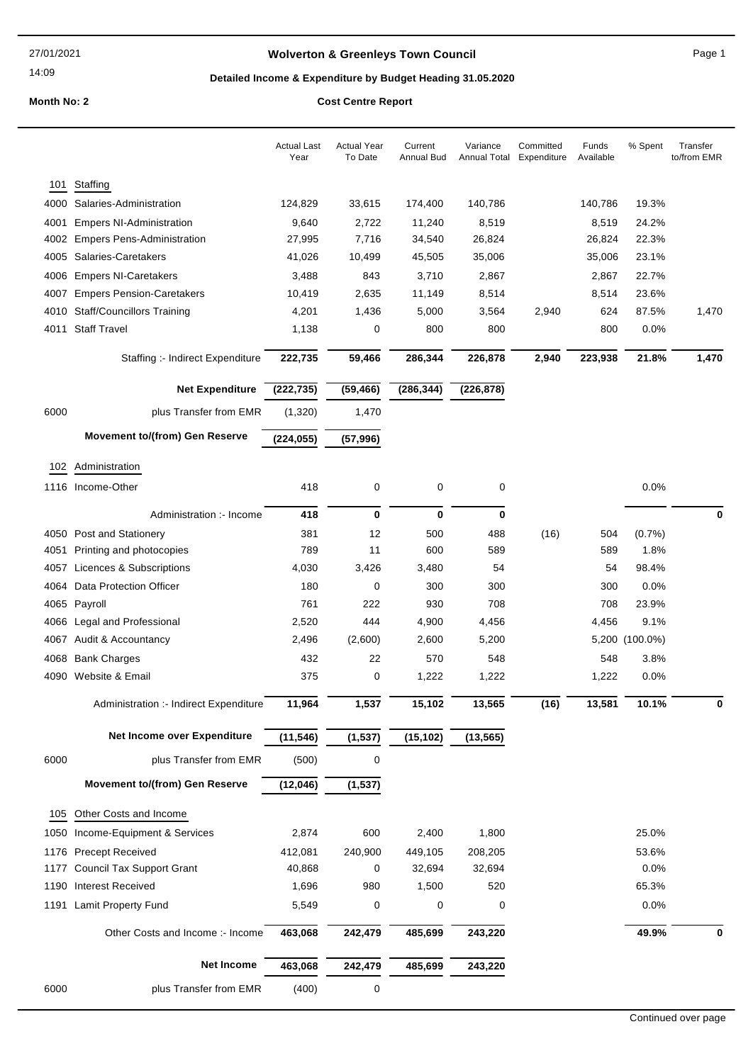# Wolverton & Greenleys Town Council

## Detailed Income & Expenditure by Budget Heading 31.05.2020

**Month No: 2** **Cost Centre Report**

| | | Actual Last Year | Actual Year To Date | Current Annual Bud | Variance Annual Total | Committed Expenditure | Funds Available | % Spent | Transfer to/from EMR |
|---|---|---|---|---|---|---|---|---|---|
| **101** | **Staffing** | | | | | | | | |
| 4000 | Salaries-Administration | 124,829 | 33,615 | 174,400 | 140,786 | | 140,786 | 19.3% | |
| 4001 | Empers NI-Administration | 9,640 | 2,722 | 11,240 | 8,519 | | 8,519 | 24.2% | |
| 4002 | Empers Pens-Administration | 27,995 | 7,716 | 34,540 | 26,824 | | 26,824 | 22.3% | |
| 4005 | Salaries-Caretakers | 41,026 | 10,499 | 45,505 | 35,006 | | 35,006 | 23.1% | |
| 4006 | Empers NI-Caretakers | 3,488 | 843 | 3,710 | 2,867 | | 2,867 | 22.7% | |
| 4007 | Empers Pension-Caretakers | 10,419 | 2,635 | 11,149 | 8,514 | | 8,514 | 23.6% | |
| 4010 | Staff/Councillors Training | 4,201 | 1,436 | 5,000 | 3,564 | 2,940 | 624 | 87.5% | 1,470 |
| 4011 | Staff Travel | 1,138 | 0 | 800 | 800 | | 800 | 0.0% | |
| | Staffing :- Indirect Expenditure | **222,735** | **59,466** | **286,344** | **226,878** | **2,940** | **223,938** | **21.8%** | **1,470** |
| | **Net Expenditure** | **(222,735)** | **(59,466)** | **(286,344)** | **(226,878)** | | | | |
| 6000 | plus Transfer from EMR | (1,320) | 1,470 | | | | | | |
| | **Movement to/(from) Gen Reserve** | **(224,055)** | **(57,996)** | | | | | | |
| **102** | **Administration** | | | | | | | | |
| 1116 | Income-Other | 418 | 0 | 0 | 0 | | | 0.0% | |
| | Administration :- Income | **418** | **0** | **0** | **0** | | | | **0** |
| 4050 | Post and Stationery | 381 | 12 | 500 | 488 | (16) | 504 | (0.7%) | |
| 4051 | Printing and photocopies | 789 | 11 | 600 | 589 | | 589 | 1.8% | |
| 4057 | Licences & Subscriptions | 4,030 | 3,426 | 3,480 | 54 | | 54 | 98.4% | |
| 4064 | Data Protection Officer | 180 | 0 | 300 | 300 | | 300 | 0.0% | |
| 4065 | Payroll | 761 | 222 | 930 | 708 | | 708 | 23.9% | |
| 4066 | Legal and Professional | 2,520 | 444 | 4,900 | 4,456 | | 4,456 | 9.1% | |
| 4067 | Audit & Accountancy | 2,496 | (2,600) | 2,600 | 5,200 | | 5,200 | (100.0%) | |
| 4068 | Bank Charges | 432 | 22 | 570 | 548 | | 548 | 3.8% | |
| 4090 | Website & Email | 375 | 0 | 1,222 | 1,222 | | 1,222 | 0.0% | |
| | Administration :- Indirect Expenditure | **11,964** | **1,537** | **15,102** | **13,565** | **(16)** | **13,581** | **10.1%** | **0** |
| | **Net Income over Expenditure** | **(11,546)** | **(1,537)** | **(15,102)** | **(13,565)** | | | | |
| 6000 | plus Transfer from EMR | (500) | 0 | | | | | | |
| | **Movement to/(from) Gen Reserve** | **(12,046)** | **(1,537)** | | | | | | |
| **105** | **Other Costs and Income** | | | | | | | | |
| 1050 | Income-Equipment & Services | 2,874 | 600 | 2,400 | 1,800 | | | 25.0% | |
| 1176 | Precept Received | 412,081 | 240,900 | 449,105 | 208,205 | | | 53.6% | |
| 1177 | Council Tax Support Grant | 40,868 | 0 | 32,694 | 32,694 | | | 0.0% | |
| 1190 | Interest Received | 1,696 | 980 | 1,500 | 520 | | | 65.3% | |
| 1191 | Lamit Property Fund | 5,549 | 0 | 0 | 0 | | | 0.0% | |
| | Other Costs and Income :- Income | **463,068** | **242,479** | **485,699** | **243,220** | | | **49.9%** | **0** |
| | **Net Income** | **463,068** | **242,479** | **485,699** | **243,220** | | | | |
| 6000 | plus Transfer from EMR | (400) | 0 | | | | | | |

Continued over page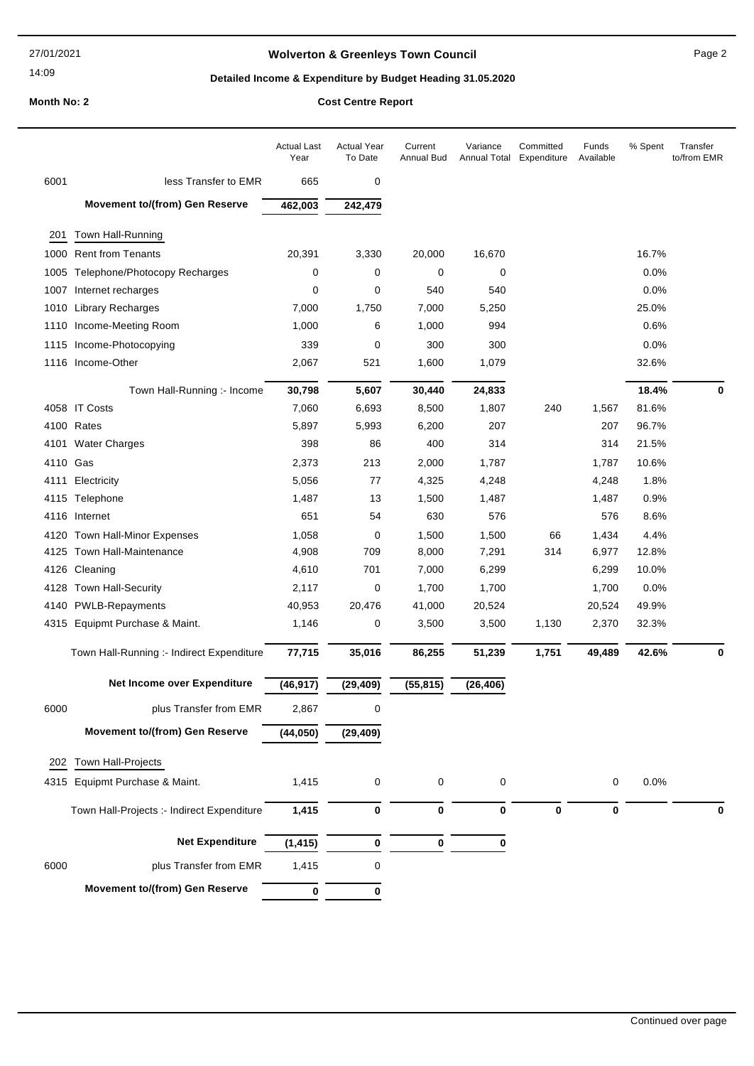## Wolverton & Greenleys Town Council

### Detailed Income & Expenditure by Budget Heading 31.05.2020

**Month No: 2** — **Cost Centre Report**

| | | Actual Last Year | Actual Year To Date | Current Annual Bud | Variance Annual Total | Committed Expenditure | Funds Available | % Spent | Transfer to/from EMR |
|---|---|---|---|---|---|---|---|---|---|
| 6001 | less Transfer to EMR | 665 | 0 | | | | | | |
| | **Movement to/(from) Gen Reserve** | **462,003** | **242,479** | | | | | | |
| 201 | Town Hall-Running | | | | | | | | |
| 1000 | Rent from Tenants | 20,391 | 3,330 | 20,000 | 16,670 | | | 16.7% | |
| 1005 | Telephone/Photocopy Recharges | 0 | 0 | 0 | 0 | | | 0.0% | |
| 1007 | Internet recharges | 0 | 0 | 540 | 540 | | | 0.0% | |
| 1010 | Library Recharges | 7,000 | 1,750 | 7,000 | 5,250 | | | 25.0% | |
| 1110 | Income-Meeting Room | 1,000 | 6 | 1,000 | 994 | | | 0.6% | |
| 1115 | Income-Photocopying | 339 | 0 | 300 | 300 | | | 0.0% | |
| 1116 | Income-Other | 2,067 | 521 | 1,600 | 1,079 | | | 32.6% | |
| | Town Hall-Running :- Income | **30,798** | **5,607** | **30,440** | **24,833** | | | **18.4%** | **0** |
| 4058 | IT Costs | 7,060 | 6,693 | 8,500 | 1,807 | 240 | 1,567 | 81.6% | |
| 4100 | Rates | 5,897 | 5,993 | 6,200 | 207 | | 207 | 96.7% | |
| 4101 | Water Charges | 398 | 86 | 400 | 314 | | 314 | 21.5% | |
| 4110 | Gas | 2,373 | 213 | 2,000 | 1,787 | | 1,787 | 10.6% | |
| 4111 | Electricity | 5,056 | 77 | 4,325 | 4,248 | | 4,248 | 1.8% | |
| 4115 | Telephone | 1,487 | 13 | 1,500 | 1,487 | | 1,487 | 0.9% | |
| 4116 | Internet | 651 | 54 | 630 | 576 | | 576 | 8.6% | |
| 4120 | Town Hall-Minor Expenses | 1,058 | 0 | 1,500 | 1,500 | 66 | 1,434 | 4.4% | |
| 4125 | Town Hall-Maintenance | 4,908 | 709 | 8,000 | 7,291 | 314 | 6,977 | 12.8% | |
| 4126 | Cleaning | 4,610 | 701 | 7,000 | 6,299 | | 6,299 | 10.0% | |
| 4128 | Town Hall-Security | 2,117 | 0 | 1,700 | 1,700 | | 1,700 | 0.0% | |
| 4140 | PWLB-Repayments | 40,953 | 20,476 | 41,000 | 20,524 | | 20,524 | 49.9% | |
| 4315 | Equipmt Purchase & Maint. | 1,146 | 0 | 3,500 | 3,500 | 1,130 | 2,370 | 32.3% | |
| | Town Hall-Running :- Indirect Expenditure | **77,715** | **35,016** | **86,255** | **51,239** | **1,751** | **49,489** | **42.6%** | **0** |
| | **Net Income over Expenditure** | **(46,917)** | **(29,409)** | **(55,815)** | **(26,406)** | | | | |
| 6000 | plus Transfer from EMR | 2,867 | 0 | | | | | | |
| | **Movement to/(from) Gen Reserve** | **(44,050)** | **(29,409)** | | | | | | |
| 202 | Town Hall-Projects | | | | | | | | |
| 4315 | Equipmt Purchase & Maint. | 1,415 | 0 | 0 | 0 | | 0 | 0.0% | |
| | Town Hall-Projects :- Indirect Expenditure | **1,415** | **0** | **0** | **0** | **0** | **0** | | **0** |
| | **Net Expenditure** | **(1,415)** | **0** | **0** | **0** | | | | |
| 6000 | plus Transfer from EMR | 1,415 | 0 | | | | | | |
| | **Movement to/(from) Gen Reserve** | **0** | **0** | | | | | | |

Continued over page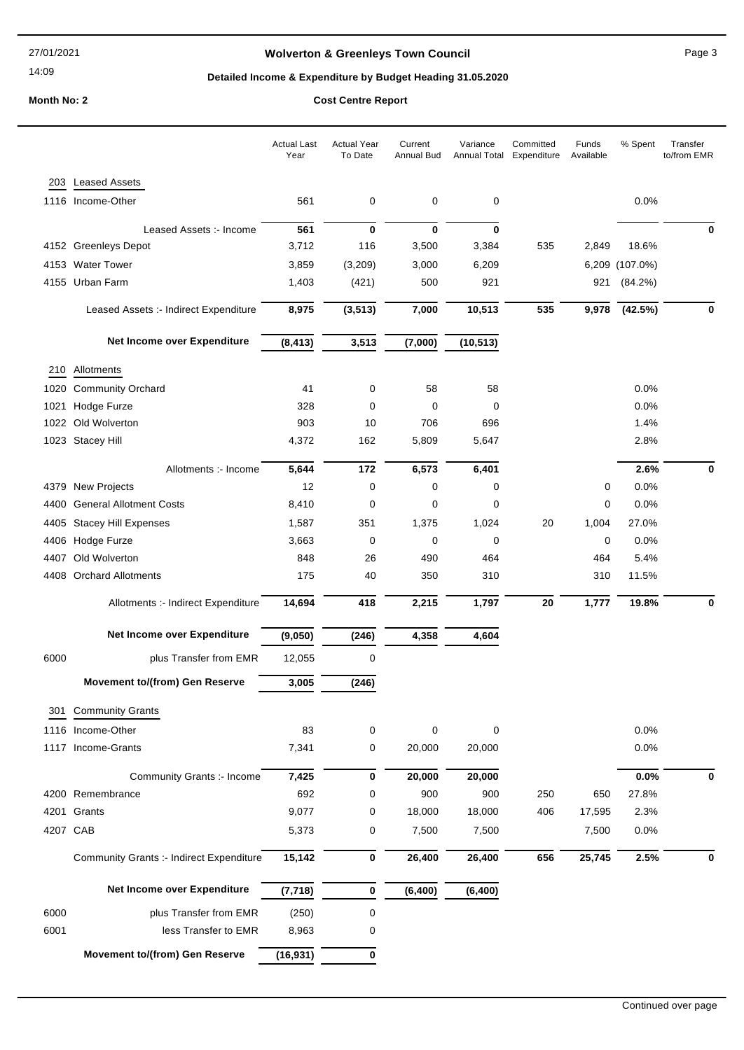**Wolverton & Greenleys Town Council**

**Detailed Income & Expenditure by Budget Heading 31.05.2020**

**Month No: 2** **Cost Centre Report**

| | | Actual Last Year | Actual Year To Date | Current Annual Bud | Variance Annual Total | Committed Expenditure | Funds Available | % Spent | Transfer to/from EMR |
|---|---|---|---|---|---|---|---|---|---|
| **203** | **Leased Assets** | | | | | | | | |
| 1116 | Income-Other | 561 | 0 | 0 | 0 | | | 0.0% | |
| | Leased Assets :- Income | **561** | **0** | **0** | **0** | | | | **0** |
| 4152 | Greenleys Depot | 3,712 | 116 | 3,500 | 3,384 | 535 | 2,849 | 18.6% | |
| 4153 | Water Tower | 3,859 | (3,209) | 3,000 | 6,209 | | 6,209 | (107.0%) | |
| 4155 | Urban Farm | 1,403 | (421) | 500 | 921 | | 921 | (84.2%) | |
| | Leased Assets :- Indirect Expenditure | **8,975** | **(3,513)** | **7,000** | **10,513** | **535** | **9,978** | **(42.5%)** | **0** |
| | **Net Income over Expenditure** | **(8,413)** | **3,513** | **(7,000)** | **(10,513)** | | | | |
| **210** | **Allotments** | | | | | | | | |
| 1020 | Community Orchard | 41 | 0 | 58 | 58 | | | 0.0% | |
| 1021 | Hodge Furze | 328 | 0 | 0 | 0 | | | 0.0% | |
| 1022 | Old Wolverton | 903 | 10 | 706 | 696 | | | 1.4% | |
| 1023 | Stacey Hill | 4,372 | 162 | 5,809 | 5,647 | | | 2.8% | |
| | Allotments :- Income | **5,644** | **172** | **6,573** | **6,401** | | | **2.6%** | **0** |
| 4379 | New Projects | 12 | 0 | 0 | 0 | | 0 | 0.0% | |
| 4400 | General Allotment Costs | 8,410 | 0 | 0 | 0 | | 0 | 0.0% | |
| 4405 | Stacey Hill Expenses | 1,587 | 351 | 1,375 | 1,024 | 20 | 1,004 | 27.0% | |
| 4406 | Hodge Furze | 3,663 | 0 | 0 | 0 | | 0 | 0.0% | |
| 4407 | Old Wolverton | 848 | 26 | 490 | 464 | | 464 | 5.4% | |
| 4408 | Orchard Allotments | 175 | 40 | 350 | 310 | | 310 | 11.5% | |
| | Allotments :- Indirect Expenditure | **14,694** | **418** | **2,215** | **1,797** | **20** | **1,777** | **19.8%** | **0** |
| | **Net Income over Expenditure** | **(9,050)** | **(246)** | **4,358** | **4,604** | | | | |
| 6000 | plus Transfer from EMR | 12,055 | 0 | | | | | | |
| | **Movement to/(from) Gen Reserve** | **3,005** | **(246)** | | | | | | |
| **301** | **Community Grants** | | | | | | | | |
| 1116 | Income-Other | 83 | 0 | 0 | 0 | | | 0.0% | |
| 1117 | Income-Grants | 7,341 | 0 | 20,000 | 20,000 | | | 0.0% | |
| | Community Grants :- Income | **7,425** | **0** | **20,000** | **20,000** | | | **0.0%** | **0** |
| 4200 | Remembrance | 692 | 0 | 900 | 900 | 250 | 650 | 27.8% | |
| 4201 | Grants | 9,077 | 0 | 18,000 | 18,000 | 406 | 17,595 | 2.3% | |
| 4207 | CAB | 5,373 | 0 | 7,500 | 7,500 | | 7,500 | 0.0% | |
| | Community Grants :- Indirect Expenditure | **15,142** | **0** | **26,400** | **26,400** | **656** | **25,745** | **2.5%** | **0** |
| | **Net Income over Expenditure** | **(7,718)** | **0** | **(6,400)** | **(6,400)** | | | | |
| 6000 | plus Transfer from EMR | (250) | 0 | | | | | | |
| 6001 | less Transfer to EMR | 8,963 | 0 | | | | | | |
| | **Movement to/(from) Gen Reserve** | **(16,931)** | **0** | | | | | | |

Continued over page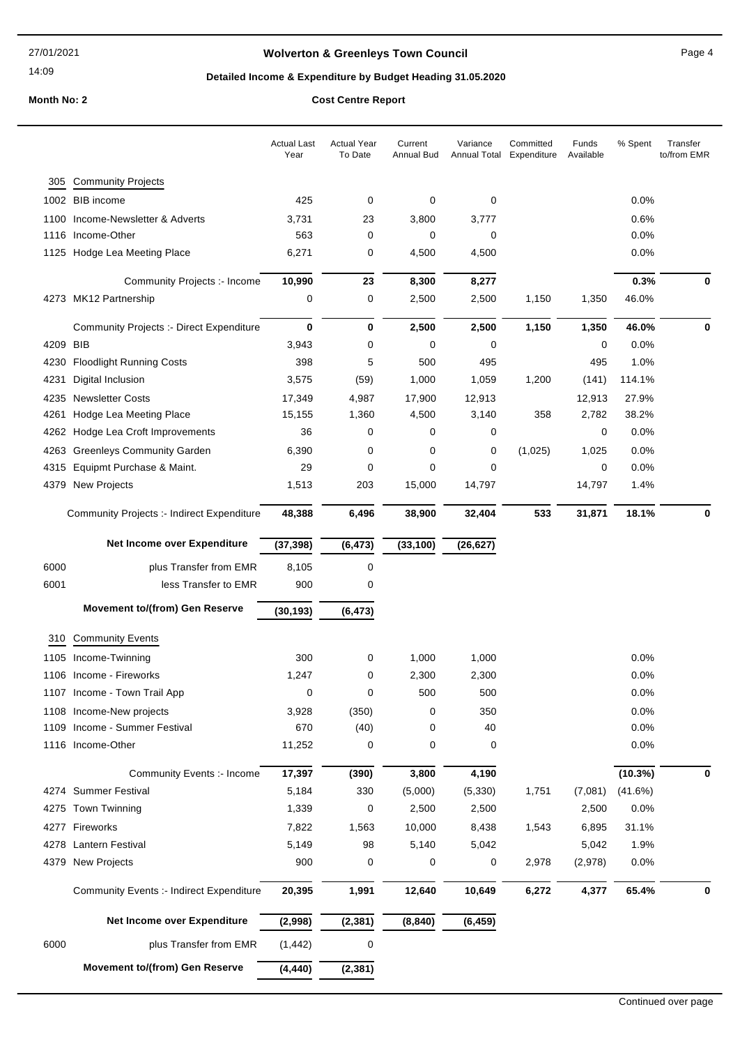# Wolverton & Greenleys Town Council

## Detailed Income & Expenditure by Budget Heading 31.05.2020

**Month No: 2** **Cost Centre Report**

| | | Actual Last Year | Actual Year To Date | Current Annual Bud | Variance Annual Total | Committed Expenditure | Funds Available | % Spent | Transfer to/from EMR |
|---|---|---|---|---|---|---|---|---|---|
| 305 | Community Projects | | | | | | | | |
| 1002 | BIB income | 425 | 0 | 0 | 0 | | | 0.0% | |
| 1100 | Income-Newsletter & Adverts | 3,731 | 23 | 3,800 | 3,777 | | | 0.6% | |
| 1116 | Income-Other | 563 | 0 | 0 | 0 | | | 0.0% | |
| 1125 | Hodge Lea Meeting Place | 6,271 | 0 | 4,500 | 4,500 | | | 0.0% | |
| | Community Projects :- Income | **10,990** | **23** | **8,300** | **8,277** | | | **0.3%** | **0** |
| 4273 | MK12 Partnership | 0 | 0 | 2,500 | 2,500 | 1,150 | 1,350 | 46.0% | |
| | Community Projects :- Direct Expenditure | **0** | **0** | **2,500** | **2,500** | **1,150** | **1,350** | **46.0%** | **0** |
| 4209 | BIB | 3,943 | 0 | 0 | 0 | | 0 | 0.0% | |
| 4230 | Floodlight Running Costs | 398 | 5 | 500 | 495 | | 495 | 1.0% | |
| 4231 | Digital Inclusion | 3,575 | (59) | 1,000 | 1,059 | 1,200 | (141) | 114.1% | |
| 4235 | Newsletter Costs | 17,349 | 4,987 | 17,900 | 12,913 | | 12,913 | 27.9% | |
| 4261 | Hodge Lea Meeting Place | 15,155 | 1,360 | 4,500 | 3,140 | 358 | 2,782 | 38.2% | |
| 4262 | Hodge Lea Croft Improvements | 36 | 0 | 0 | 0 | | 0 | 0.0% | |
| 4263 | Greenleys Community Garden | 6,390 | 0 | 0 | 0 | (1,025) | 1,025 | 0.0% | |
| 4315 | Equipmt Purchase & Maint. | 29 | 0 | 0 | 0 | | 0 | 0.0% | |
| 4379 | New Projects | 1,513 | 203 | 15,000 | 14,797 | | 14,797 | 1.4% | |
| | Community Projects :- Indirect Expenditure | **48,388** | **6,496** | **38,900** | **32,404** | **533** | **31,871** | **18.1%** | **0** |
| | **Net Income over Expenditure** | **(37,398)** | **(6,473)** | **(33,100)** | **(26,627)** | | | | |
| 6000 | plus Transfer from EMR | 8,105 | 0 | | | | | | |
| 6001 | less Transfer to EMR | 900 | 0 | | | | | | |
| | **Movement to/(from) Gen Reserve** | **(30,193)** | **(6,473)** | | | | | | |
| 310 | Community Events | | | | | | | | |
| 1105 | Income-Twinning | 300 | 0 | 1,000 | 1,000 | | | 0.0% | |
| 1106 | Income - Fireworks | 1,247 | 0 | 2,300 | 2,300 | | | 0.0% | |
| 1107 | Income - Town Trail App | 0 | 0 | 500 | 500 | | | 0.0% | |
| 1108 | Income-New projects | 3,928 | (350) | 0 | 350 | | | 0.0% | |
| 1109 | Income - Summer Festival | 670 | (40) | 0 | 40 | | | 0.0% | |
| 1116 | Income-Other | 11,252 | 0 | 0 | 0 | | | 0.0% | |
| | Community Events :- Income | **17,397** | **(390)** | **3,800** | **4,190** | | | **(10.3%)** | **0** |
| 4274 | Summer Festival | 5,184 | 330 | (5,000) | (5,330) | 1,751 | (7,081) | (41.6%) | |
| 4275 | Town Twinning | 1,339 | 0 | 2,500 | 2,500 | | 2,500 | 0.0% | |
| 4277 | Fireworks | 7,822 | 1,563 | 10,000 | 8,438 | 1,543 | 6,895 | 31.1% | |
| 4278 | Lantern Festival | 5,149 | 98 | 5,140 | 5,042 | | 5,042 | 1.9% | |
| 4379 | New Projects | 900 | 0 | 0 | 0 | 2,978 | (2,978) | 0.0% | |
| | Community Events :- Indirect Expenditure | **20,395** | **1,991** | **12,640** | **10,649** | **6,272** | **4,377** | **65.4%** | **0** |
| | **Net Income over Expenditure** | **(2,998)** | **(2,381)** | **(8,840)** | **(6,459)** | | | | |
| 6000 | plus Transfer from EMR | (1,442) | 0 | | | | | | |
| | **Movement to/(from) Gen Reserve** | **(4,440)** | **(2,381)** | | | | | | |

Continued over page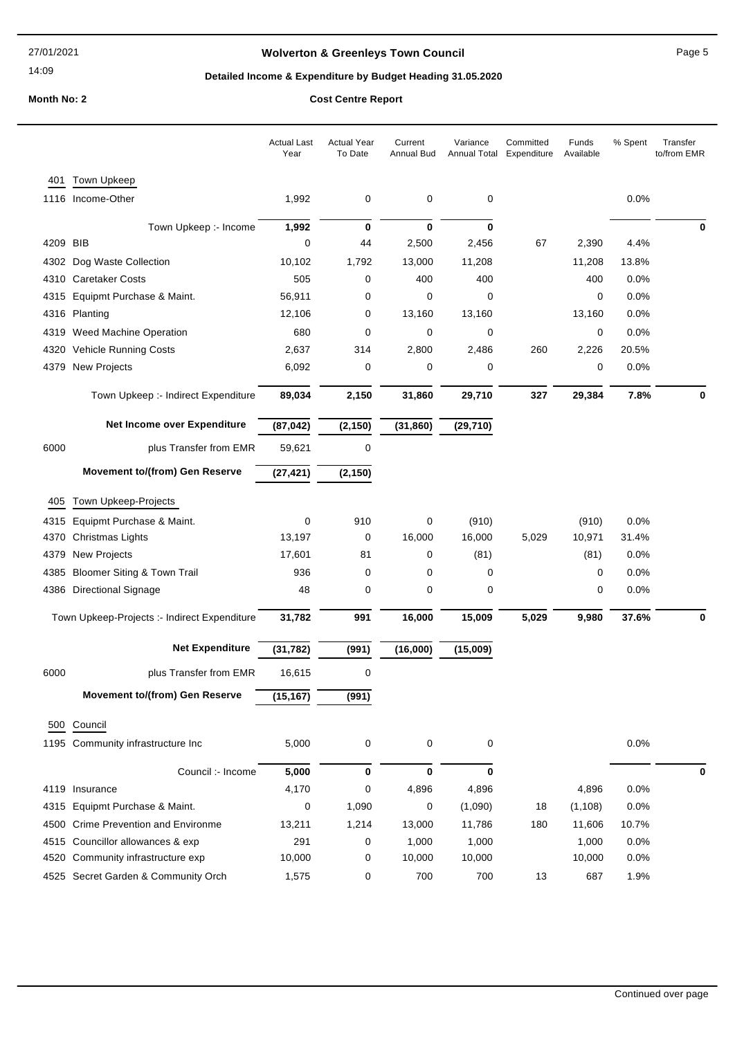# Wolverton & Greenleys Town Council

## Detailed Income & Expenditure by Budget Heading 31.05.2020

**Month No: 2** — **Cost Centre Report**

| | | Actual Last Year | Actual Year To Date | Current Annual Bud | Variance Annual Total | Committed Expenditure | Funds Available | % Spent | Transfer to/from EMR |
|---|---|---|---|---|---|---|---|---|---|
| **401** | **Town Upkeep** | | | | | | | | |
| 1116 | Income-Other | 1,992 | 0 | 0 | 0 | | | 0.0% | |
| | Town Upkeep :- Income | **1,992** | **0** | **0** | **0** | | | | **0** |
| 4209 | BIB | 0 | 44 | 2,500 | 2,456 | 67 | 2,390 | 4.4% | |
| 4302 | Dog Waste Collection | 10,102 | 1,792 | 13,000 | 11,208 | | 11,208 | 13.8% | |
| 4310 | Caretaker Costs | 505 | 0 | 400 | 400 | | 400 | 0.0% | |
| 4315 | Equipmt Purchase & Maint. | 56,911 | 0 | 0 | 0 | | 0 | 0.0% | |
| 4316 | Planting | 12,106 | 0 | 13,160 | 13,160 | | 13,160 | 0.0% | |
| 4319 | Weed Machine Operation | 680 | 0 | 0 | 0 | | 0 | 0.0% | |
| 4320 | Vehicle Running Costs | 2,637 | 314 | 2,800 | 2,486 | 260 | 2,226 | 20.5% | |
| 4379 | New Projects | 6,092 | 0 | 0 | 0 | | 0 | 0.0% | |
| | Town Upkeep :- Indirect Expenditure | **89,034** | **2,150** | **31,860** | **29,710** | **327** | **29,384** | **7.8%** | **0** |
| | **Net Income over Expenditure** | **(87,042)** | **(2,150)** | **(31,860)** | **(29,710)** | | | | |
| 6000 | plus Transfer from EMR | 59,621 | 0 | | | | | | |
| | **Movement to/(from) Gen Reserve** | **(27,421)** | **(2,150)** | | | | | | |
| **405** | **Town Upkeep-Projects** | | | | | | | | |
| 4315 | Equipmt Purchase & Maint. | 0 | 910 | 0 | (910) | | (910) | 0.0% | |
| 4370 | Christmas Lights | 13,197 | 0 | 16,000 | 16,000 | 5,029 | 10,971 | 31.4% | |
| 4379 | New Projects | 17,601 | 81 | 0 | (81) | | (81) | 0.0% | |
| 4385 | Bloomer Siting & Town Trail | 936 | 0 | 0 | 0 | | 0 | 0.0% | |
| 4386 | Directional Signage | 48 | 0 | 0 | 0 | | 0 | 0.0% | |
| | Town Upkeep-Projects :- Indirect Expenditure | **31,782** | **991** | **16,000** | **15,009** | **5,029** | **9,980** | **37.6%** | **0** |
| | **Net Expenditure** | **(31,782)** | **(991)** | **(16,000)** | **(15,009)** | | | | |
| 6000 | plus Transfer from EMR | 16,615 | 0 | | | | | | |
| | **Movement to/(from) Gen Reserve** | **(15,167)** | **(991)** | | | | | | |
| **500** | **Council** | | | | | | | | |
| 1195 | Community infrastructure Inc | 5,000 | 0 | 0 | 0 | | | 0.0% | |
| | Council :- Income | **5,000** | **0** | **0** | **0** | | | | **0** |
| 4119 | Insurance | 4,170 | 0 | 4,896 | 4,896 | | 4,896 | 0.0% | |
| 4315 | Equipmt Purchase & Maint. | 0 | 1,090 | 0 | (1,090) | 18 | (1,108) | 0.0% | |
| 4500 | Crime Prevention and Environme | 13,211 | 1,214 | 13,000 | 11,786 | 180 | 11,606 | 10.7% | |
| 4515 | Councillor allowances & exp | 291 | 0 | 1,000 | 1,000 | | 1,000 | 0.0% | |
| 4520 | Community infrastructure exp | 10,000 | 0 | 10,000 | 10,000 | | 10,000 | 0.0% | |
| 4525 | Secret Garden & Community Orch | 1,575 | 0 | 700 | 700 | 13 | 687 | 1.9% | |

Continued over page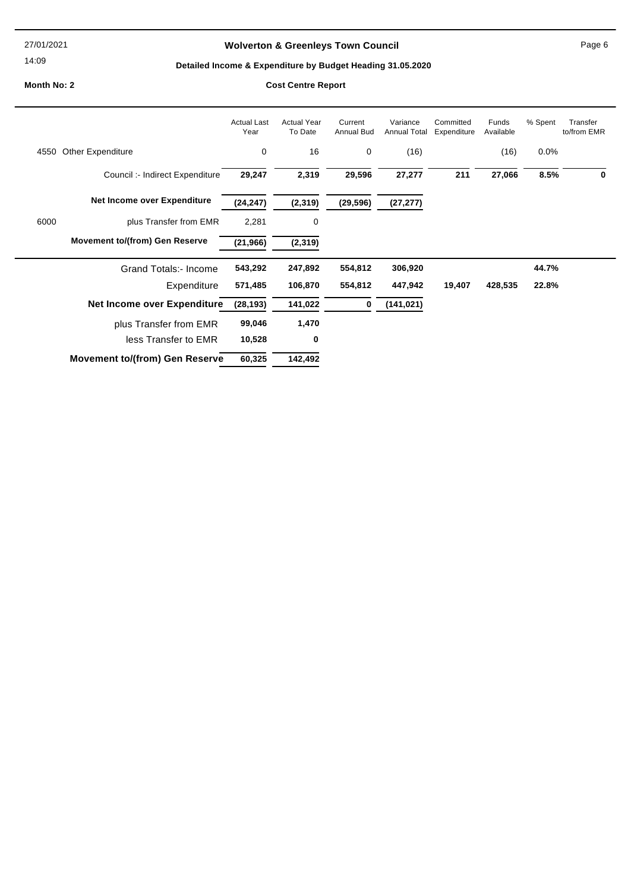# Wolverton & Greenleys Town Council

## Detailed Income & Expenditure by Budget Heading 31.05.2020

**Month No: 2**

**Cost Centre Report**

| | | Actual Last Year | Actual Year To Date | Current Annual Bud | Variance Annual Total | Committed Expenditure | Funds Available | % Spent | Transfer to/from EMR |
|---|---|---|---|---|---|---|---|---|---|
| 4550 | Other Expenditure | 0 | 16 | 0 | (16) | | (16) | 0.0% | |
| | Council :- Indirect Expenditure | **29,247** | **2,319** | **29,596** | **27,277** | **211** | **27,066** | **8.5%** | **0** |
| | **Net Income over Expenditure** | **(24,247)** | **(2,319)** | **(29,596)** | **(27,277)** | | | | |
| 6000 | plus Transfer from EMR | 2,281 | 0 | | | | | | |
| | **Movement to/(from) Gen Reserve** | **(21,966)** | **(2,319)** | | | | | | |
| | Grand Totals:- Income | **543,292** | **247,892** | **554,812** | **306,920** | | | **44.7%** | |
| | Expenditure | **571,485** | **106,870** | **554,812** | **447,942** | **19,407** | **428,535** | **22.8%** | |
| | **Net Income over Expenditure** | **(28,193)** | **141,022** | **0** | **(141,021)** | | | | |
| | plus Transfer from EMR | **99,046** | **1,470** | | | | | | |
| | less Transfer to EMR | **10,528** | **0** | | | | | | |
| | **Movement to/(from) Gen Reserve** | **60,325** | **142,492** | | | | | | |